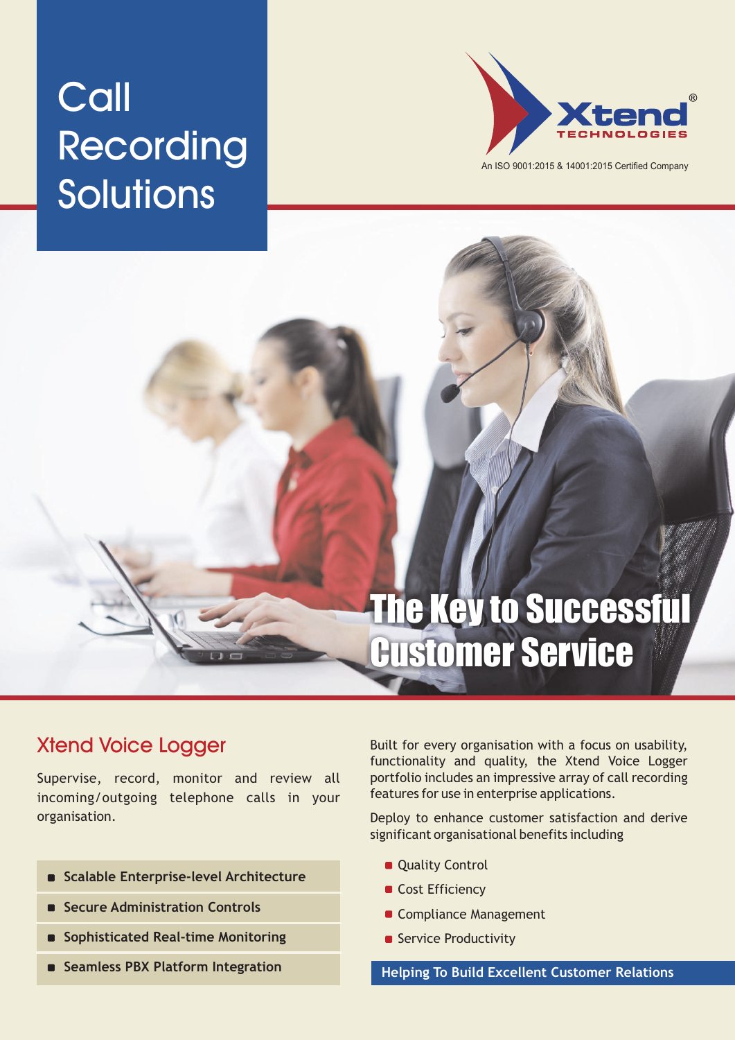# Call Recording Solutions

Xtend® TECHNOLOGIES

An ISO 9001:2015 & 14001:2015 Certified Company

## The Key to Successful Customer Service

## Xtend Voice Logger

Supervise, record, monitor and review all incoming/outgoing telephone calls in your organisation.

- **Scalable Enterprise-level Architecture**
- **Secure Administration Controls**
- **Sophisticated Real-time Monitoring**
- **Seamless PBX Platform Integration**

Built for every organisation with a focus on usability, functionality and quality, the Xtend Voice Logger portfolio includes an impressive array of call recording features for use in enterprise applications.

Deploy to enhance customer satisfaction and derive significant organisational benefits including

- Quality Control
- Cost Efficiency
- Compliance Management
- Service Productivity

**Helping To Build Excellent Customer Relations**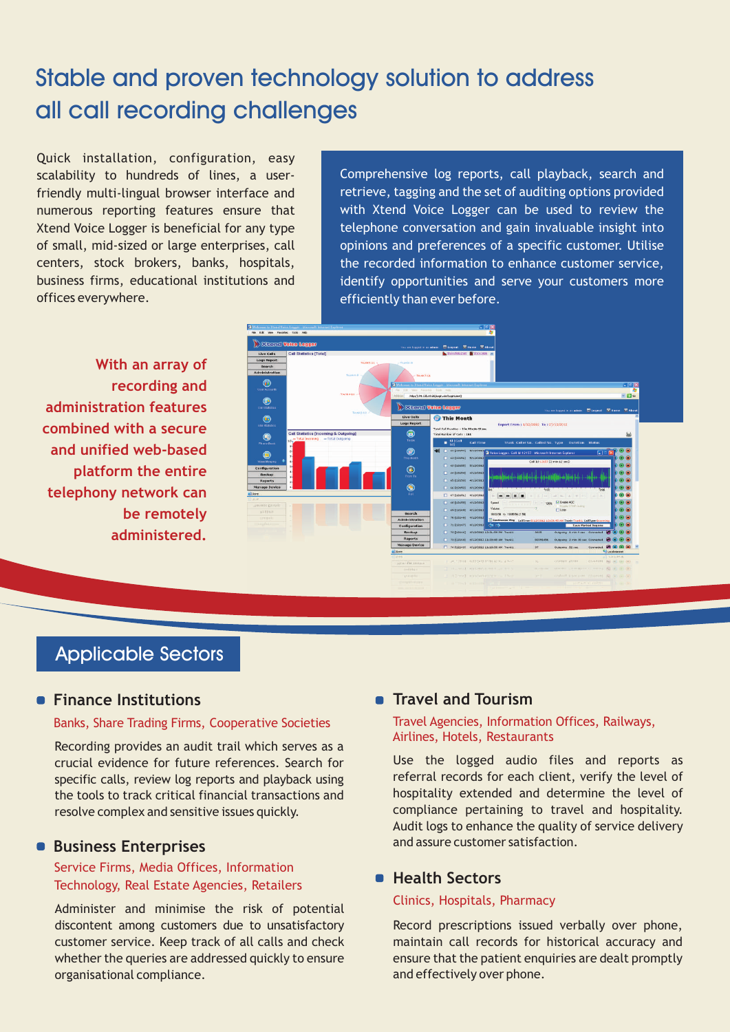# Stable and proven technology solution to address all call recording challenges

Quick installation, configuration, easy scalability to hundreds of lines, a user-friendly multi-lingual browser interface and numerous reporting features ensure that Xtend Voice Logger is beneficial for any type of small, mid-sized or large enterprises, call centers, stock brokers, banks, hospitals, business firms, educational institutions and offices everywhere.

Comprehensive log reports, call playback, search and retrieve, tagging and the set of auditing options provided with Xtend Voice Logger can be used to review the telephone conversation and gain invaluable insight into opinions and preferences of a specific customer. Utilise the recorded information to enhance customer service, identify opportunities and serve your customers more efficiently than ever before.

**With an array of recording and administration features combined with a secure and unified web-based platform the entire telephony network can be remotely administered.**

## Applicable Sectors

### Finance Institutions

Banks, Share Trading Firms, Cooperative Societies

Recording provides an audit trail which serves as a crucial evidence for future references. Search for specific calls, review log reports and playback using the tools to track critical financial transactions and resolve complex and sensitive issues quickly.

### Business Enterprises

Service Firms, Media Offices, Information Technology, Real Estate Agencies, Retailers

Administer and minimise the risk of potential discontent among customers due to unsatisfactory customer service. Keep track of all calls and check whether the queries are addressed quickly to ensure organisational compliance.

### Travel and Tourism

Travel Agencies, Information Offices, Railways, Airlines, Hotels, Restaurants

Use the logged audio files and reports as referral records for each client, verify the level of hospitality extended and determine the level of compliance pertaining to travel and hospitality. Audit logs to enhance the quality of service delivery and assure customer satisfaction.

### Health Sectors

Clinics, Hospitals, Pharmacy

Record prescriptions issued verbally over phone, maintain call records for historical accuracy and ensure that the patient enquiries are dealt promptly and effectively over phone.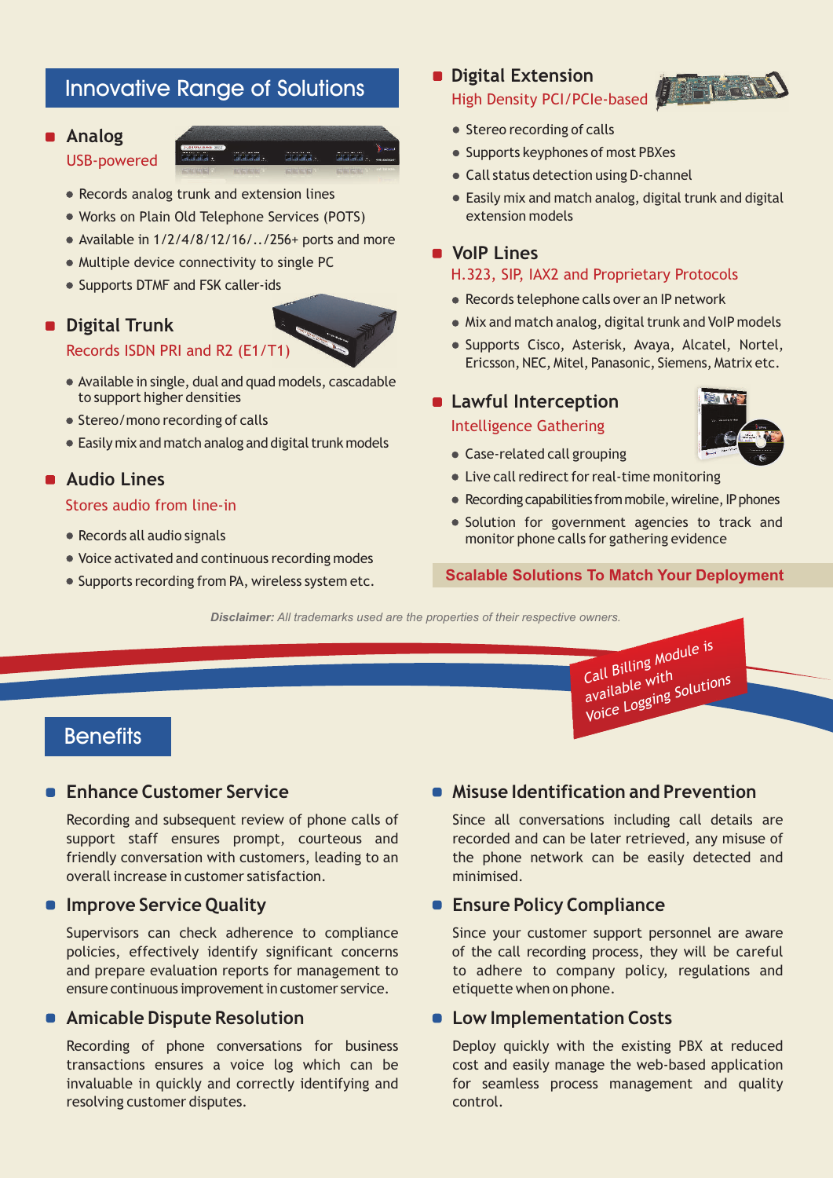## Innovative Range of Solutions

### Analog

USB-powered

- Records analog trunk and extension lines
- Works on Plain Old Telephone Services (POTS)
- Available in 1/2/4/8/12/16/../256+ ports and more
- Multiple device connectivity to single PC
- Supports DTMF and FSK caller-ids

### Digital Trunk

Records ISDN PRI and R2 (E1/T1)

- Available in single, dual and quad models, cascadable to support higher densities
- Stereo/mono recording of calls
- Easily mix and match analog and digital trunk models

### Audio Lines

Stores audio from line-in

- Records all audio signals
- Voice activated and continuous recording modes
- Supports recording from PA, wireless system etc.

### Digital Extension

High Density PCI/PCIe-based

- Stereo recording of calls
- Supports keyphones of most PBXes
- Call status detection using D-channel
- Easily mix and match analog, digital trunk and digital extension models

### VoIP Lines

H.323, SIP, IAX2 and Proprietary Protocols

- Records telephone calls over an IP network
- Mix and match analog, digital trunk and VoIP models
- Supports Cisco, Asterisk, Avaya, Alcatel, Nortel, Ericsson, NEC, Mitel, Panasonic, Siemens, Matrix etc.

### Lawful Interception

Intelligence Gathering

- Case-related call grouping
- Live call redirect for real-time monitoring
- Recording capabilities from mobile, wireline, IP phones
- Solution for government agencies to track and monitor phone calls for gathering evidence

**Scalable Solutions To Match Your Deployment**

***Disclaimer:*** *All trademarks used are the properties of their respective owners.*

Call Billing Module is available with Voice Logging Solutions

## Benefits

### Enhance Customer Service

Recording and subsequent review of phone calls of support staff ensures prompt, courteous and friendly conversation with customers, leading to an overall increase in customer satisfaction.

### Improve Service Quality

Supervisors can check adherence to compliance policies, effectively identify significant concerns and prepare evaluation reports for management to ensure continuous improvement in customer service.

### Amicable Dispute Resolution

Recording of phone conversations for business transactions ensures a voice log which can be invaluable in quickly and correctly identifying and resolving customer disputes.

### Misuse Identification and Prevention

Since all conversations including call details are recorded and can be later retrieved, any misuse of the phone network can be easily detected and minimised.

### Ensure Policy Compliance

Since your customer support personnel are aware of the call recording process, they will be careful to adhere to company policy, regulations and etiquette when on phone.

### Low Implementation Costs

Deploy quickly with the existing PBX at reduced cost and easily manage the web-based application for seamless process management and quality control.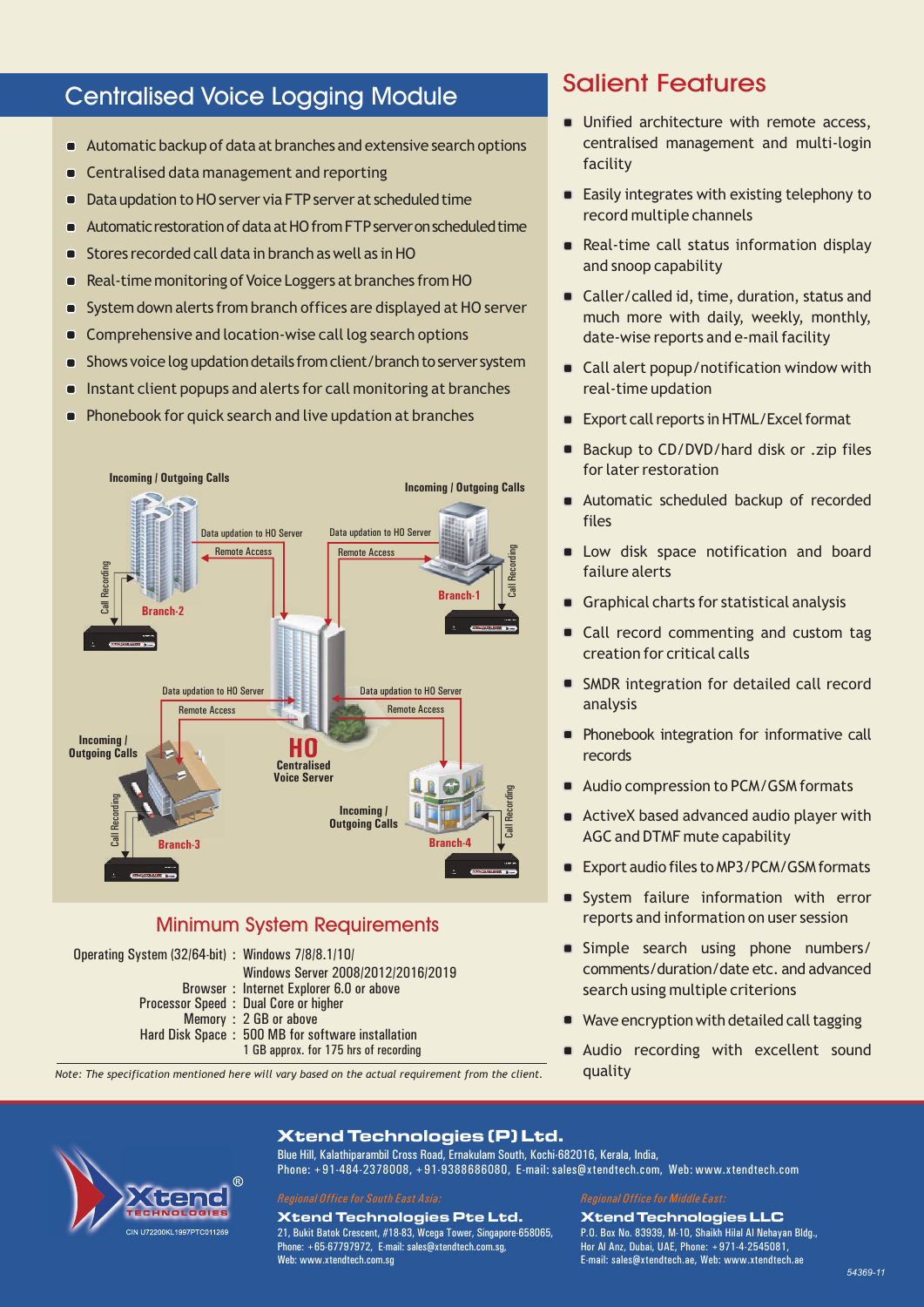## Centralised Voice Logging Module

- Automatic backup of data at branches and extensive search options
- Centralised data management and reporting
- Data updation to HO server via FTP server at scheduled time
- Automatic restoration of data at HO from FTP server on scheduled time
- Stores recorded call data in branch as well as in HO
- Real-time monitoring of Voice Loggers at branches from HO
- System down alerts from branch offices are displayed at HO server
- Comprehensive and location-wise call log search options
- Shows voice log updation details from client/branch to server system
- Instant client popups and alerts for call monitoring at branches
- Phonebook for quick search and live updation at branches

Incoming / Outgoing Calls
Call Recording
Branch-2
Data updation to HO Server
Remote Access
Incoming / Outgoing Calls
Call Recording
Branch-1
Data updation to HO Server
Remote Access
Data updation to HO Server
Remote Access
Data updation to HO Server
Remote Access
HO
Centralised Voice Server
Incoming / Outgoing Calls
Call Recording
Branch-3
Incoming / Outgoing Calls
Call Recording
Branch-4

## Minimum System Requirements

| | |
|---|---|
| Operating System (32/64-bit) : | Windows 7/8/8.1/10/ Windows Server 2008/2012/2016/2019 |
| Browser : | Internet Explorer 6.0 or above |
| Processor Speed : | Dual Core or higher |
| Memory : | 2 GB or above |
| Hard Disk Space : | 500 MB for software installation 1 GB approx. for 175 hrs of recording |

*Note: The specification mentioned here will vary based on the actual requirement from the client.*

## Salient Features

- Unified architecture with remote access, centralised management and multi-login facility
- Easily integrates with existing telephony to record multiple channels
- Real-time call status information display and snoop capability
- Caller/called id, time, duration, status and much more with daily, weekly, monthly, date-wise reports and e-mail facility
- Call alert popup/notification window with real-time updation
- Export call reports in HTML/Excel format
- Backup to CD/DVD/hard disk or .zip files for later restoration
- Automatic scheduled backup of recorded files
- Low disk space notification and board failure alerts
- Graphical charts for statistical analysis
- Call record commenting and custom tag creation for critical calls
- SMDR integration for detailed call record analysis
- Phonebook integration for informative call records
- Audio compression to PCM/GSM formats
- ActiveX based advanced audio player with AGC and DTMF mute capability
- Export audio files to MP3/PCM/GSM formats
- System failure information with error reports and information on user session
- Simple search using phone numbers/ comments/duration/date etc. and advanced search using multiple criterions
- Wave encryption with detailed call tagging
- Audio recording with excellent sound quality

Xtend® TECHNOLOGIES
CIN U72200KL1997PTC011269

**Xtend Technologies (P) Ltd.**
Blue Hill, Kalathiparambil Cross Road, Ernakulam South, Kochi-682016, Kerala, India,
Phone: +91-484-2378008, +91-9388686080, E-mail: sales@xtendtech.com, Web: www.xtendtech.com

*Regional Office for South East Asia:*
**Xtend Technologies Pte Ltd.**
21, Bukit Batok Crescent, #18-83, Wcega Tower, Singapore-658065,
Phone: +65-67797972, E-mail: sales@xtendtech.com.sg,
Web: www.xtendtech.com.sg

*Regional Office for Middle East:*
**Xtend Technologies LLC**
P.O. Box No. 83939, M-10, Shaikh Hilal Al Nehayan Bldg.,
Hor Al Anz, Dubai, UAE, Phone: +971-4-2545081,
E-mail: sales@xtendtech.ae, Web: www.xtendtech.ae

54369-11